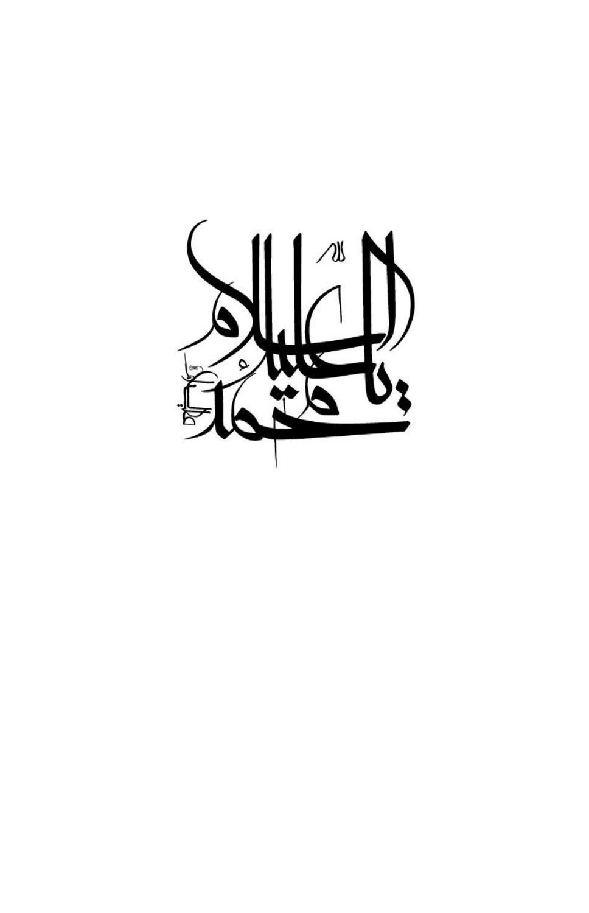السلام علیک یا محمد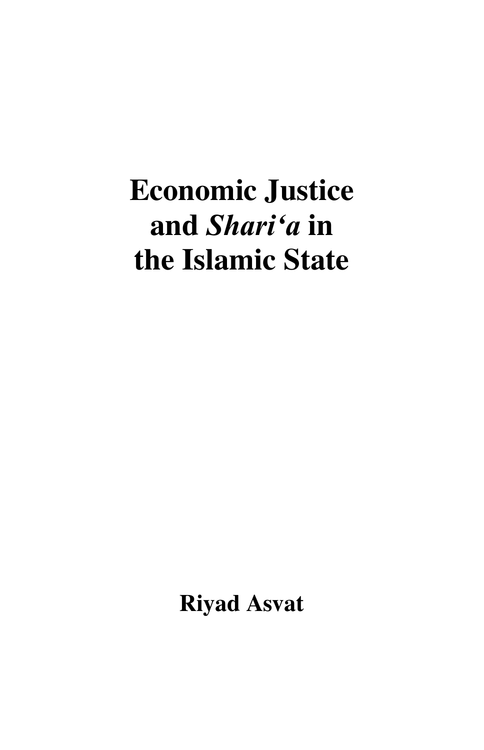# Economic Justice and *Shari'a* in the Islamic State

**Riyad Asvat**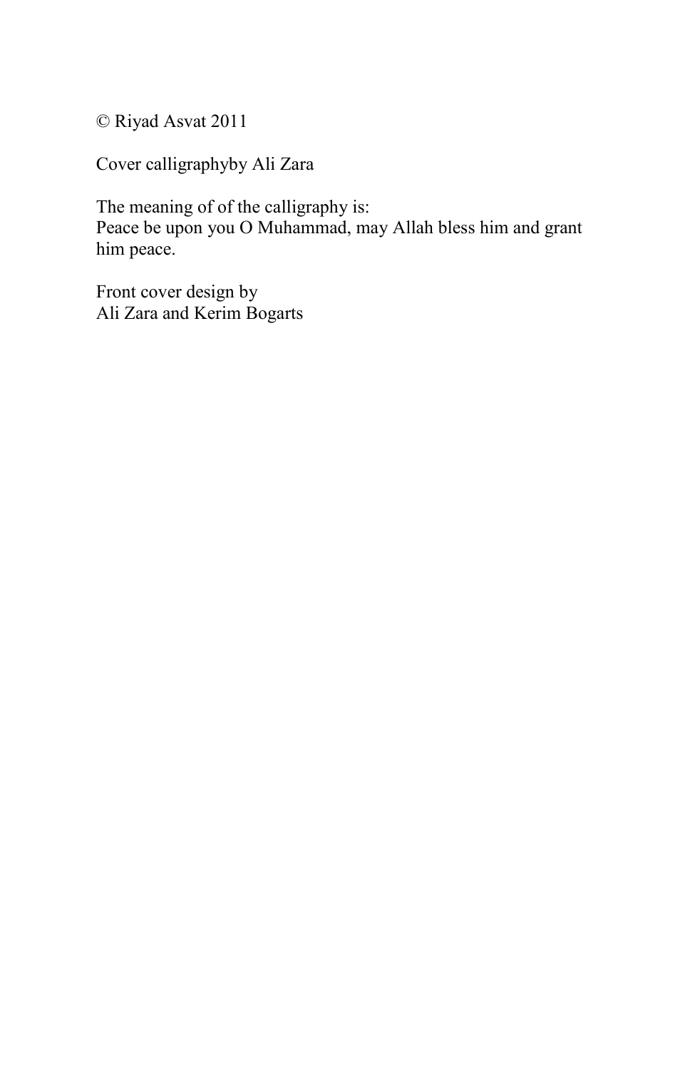© Riyad Asvat 2011

Cover calligraphyby Ali Zara

The meaning of of the calligraphy is:
Peace be upon you O Muhammad, may Allah bless him and grant him peace.

Front cover design by
Ali Zara and Kerim Bogarts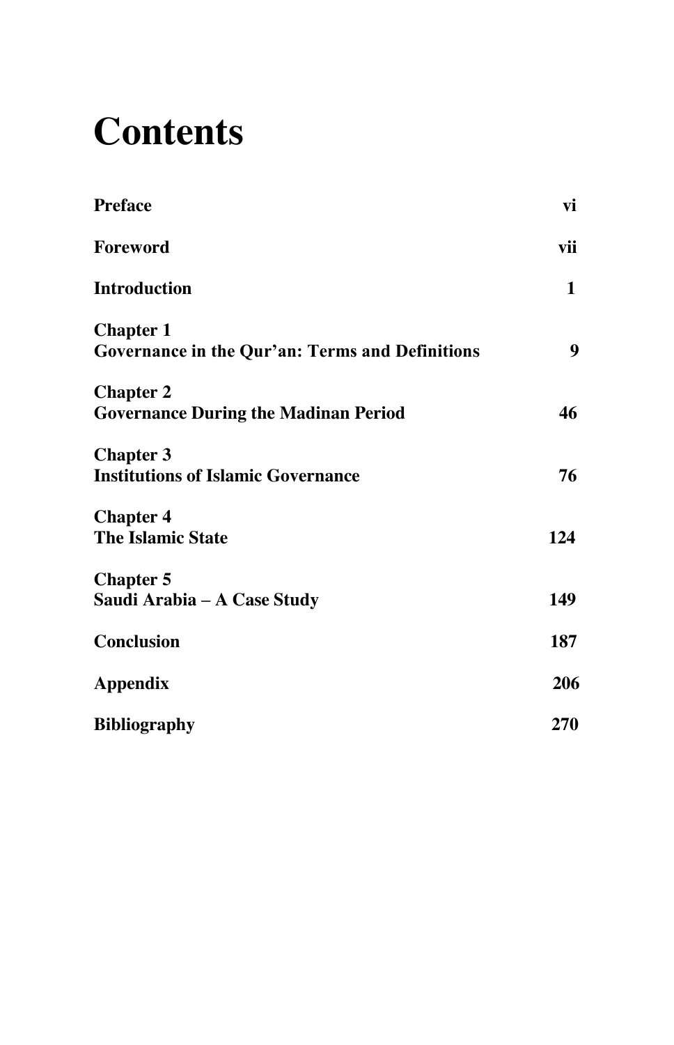# Contents

| | |
|---|---|
| **Preface** | **vi** |
| **Foreword** | **vii** |
| **Introduction** | **1** |
| **Chapter 1**<br>**Governance in the Qur'an: Terms and Definitions** | **9** |
| **Chapter 2**<br>**Governance During the Madinan Period** | **46** |
| **Chapter 3**<br>**Institutions of Islamic Governance** | **76** |
| **Chapter 4**<br>**The Islamic State** | **124** |
| **Chapter 5**<br>**Saudi Arabia – A Case Study** | **149** |
| **Conclusion** | **187** |
| **Appendix** | **206** |
| **Bibliography** | **270** |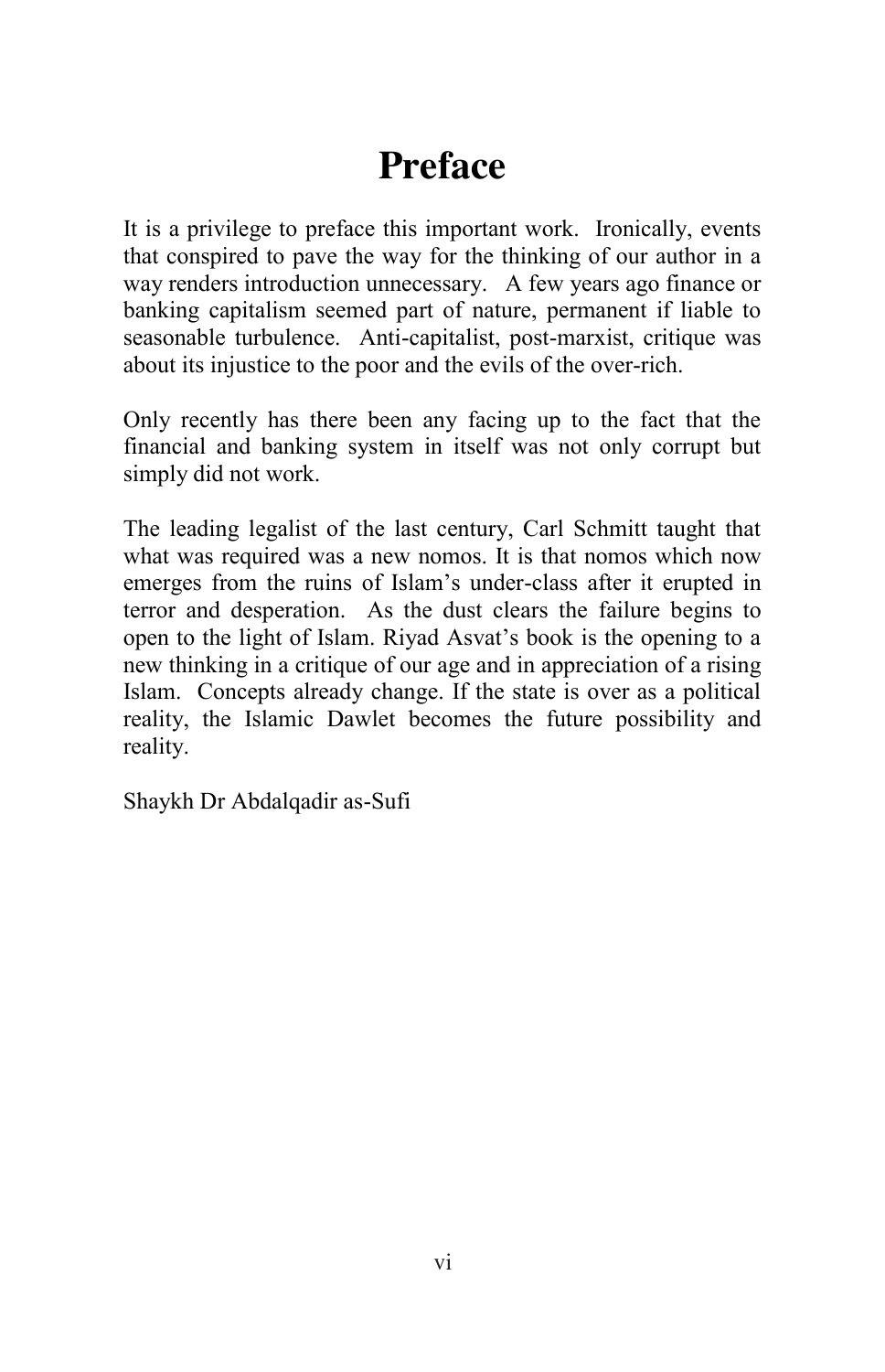# Preface

It is a privilege to preface this important work. Ironically, events that conspired to pave the way for the thinking of our author in a way renders introduction unnecessary. A few years ago finance or banking capitalism seemed part of nature, permanent if liable to seasonable turbulence. Anti-capitalist, post-marxist, critique was about its injustice to the poor and the evils of the over-rich.

Only recently has there been any facing up to the fact that the financial and banking system in itself was not only corrupt but simply did not work.

The leading legalist of the last century, Carl Schmitt taught that what was required was a new nomos. It is that nomos which now emerges from the ruins of Islam's under-class after it erupted in terror and desperation. As the dust clears the failure begins to open to the light of Islam. Riyad Asvat's book is the opening to a new thinking in a critique of our age and in appreciation of a rising Islam. Concepts already change. If the state is over as a political reality, the Islamic Dawlet becomes the future possibility and reality.

Shaykh Dr Abdalqadir as-Sufi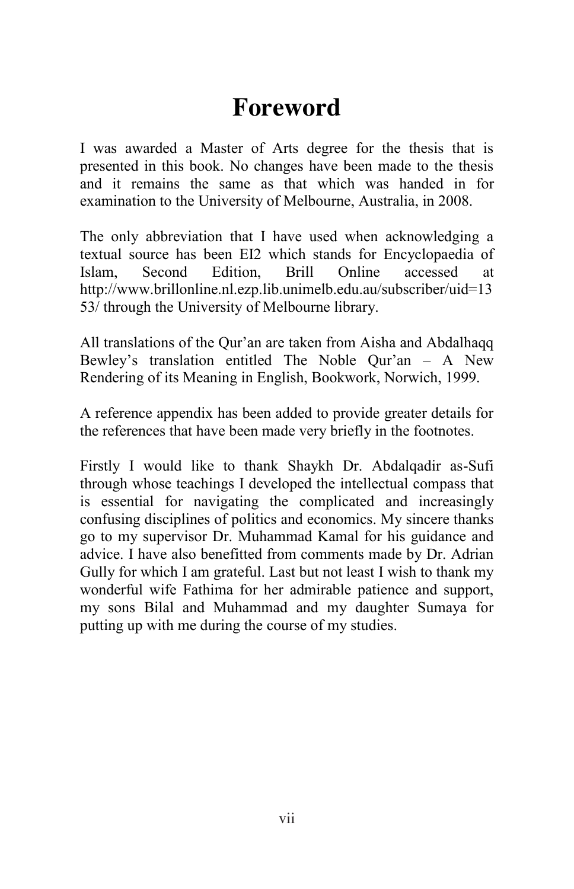# Foreword

I was awarded a Master of Arts degree for the thesis that is presented in this book. No changes have been made to the thesis and it remains the same as that which was handed in for examination to the University of Melbourne, Australia, in 2008.

The only abbreviation that I have used when acknowledging a textual source has been EI2 which stands for Encyclopaedia of Islam, Second Edition, Brill Online accessed at http://www.brillonline.nl.ezp.lib.unimelb.edu.au/subscriber/uid=1353/ through the University of Melbourne library.

All translations of the Qur'an are taken from Aisha and Abdalhaqq Bewley's translation entitled The Noble Qur'an – A New Rendering of its Meaning in English, Bookwork, Norwich, 1999.

A reference appendix has been added to provide greater details for the references that have been made very briefly in the footnotes.

Firstly I would like to thank Shaykh Dr. Abdalqadir as-Sufi through whose teachings I developed the intellectual compass that is essential for navigating the complicated and increasingly confusing disciplines of politics and economics. My sincere thanks go to my supervisor Dr. Muhammad Kamal for his guidance and advice. I have also benefitted from comments made by Dr. Adrian Gully for which I am grateful. Last but not least I wish to thank my wonderful wife Fathima for her admirable patience and support, my sons Bilal and Muhammad and my daughter Sumaya for putting up with me during the course of my studies.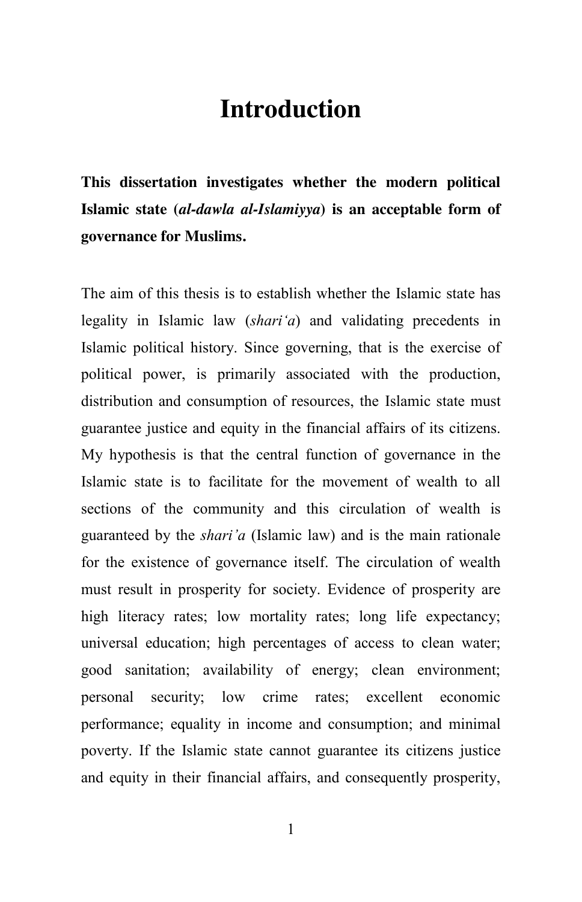# Introduction

**This dissertation investigates whether the modern political Islamic state (*al-dawla al-Islamiyya*) is an acceptable form of governance for Muslims.**

The aim of this thesis is to establish whether the Islamic state has legality in Islamic law (*shari'a*) and validating precedents in Islamic political history. Since governing, that is the exercise of political power, is primarily associated with the production, distribution and consumption of resources, the Islamic state must guarantee justice and equity in the financial affairs of its citizens. My hypothesis is that the central function of governance in the Islamic state is to facilitate for the movement of wealth to all sections of the community and this circulation of wealth is guaranteed by the *shari'a* (Islamic law) and is the main rationale for the existence of governance itself. The circulation of wealth must result in prosperity for society. Evidence of prosperity are high literacy rates; low mortality rates; long life expectancy; universal education; high percentages of access to clean water; good sanitation; availability of energy; clean environment; personal security; low crime rates; excellent economic performance; equality in income and consumption; and minimal poverty. If the Islamic state cannot guarantee its citizens justice and equity in their financial affairs, and consequently prosperity,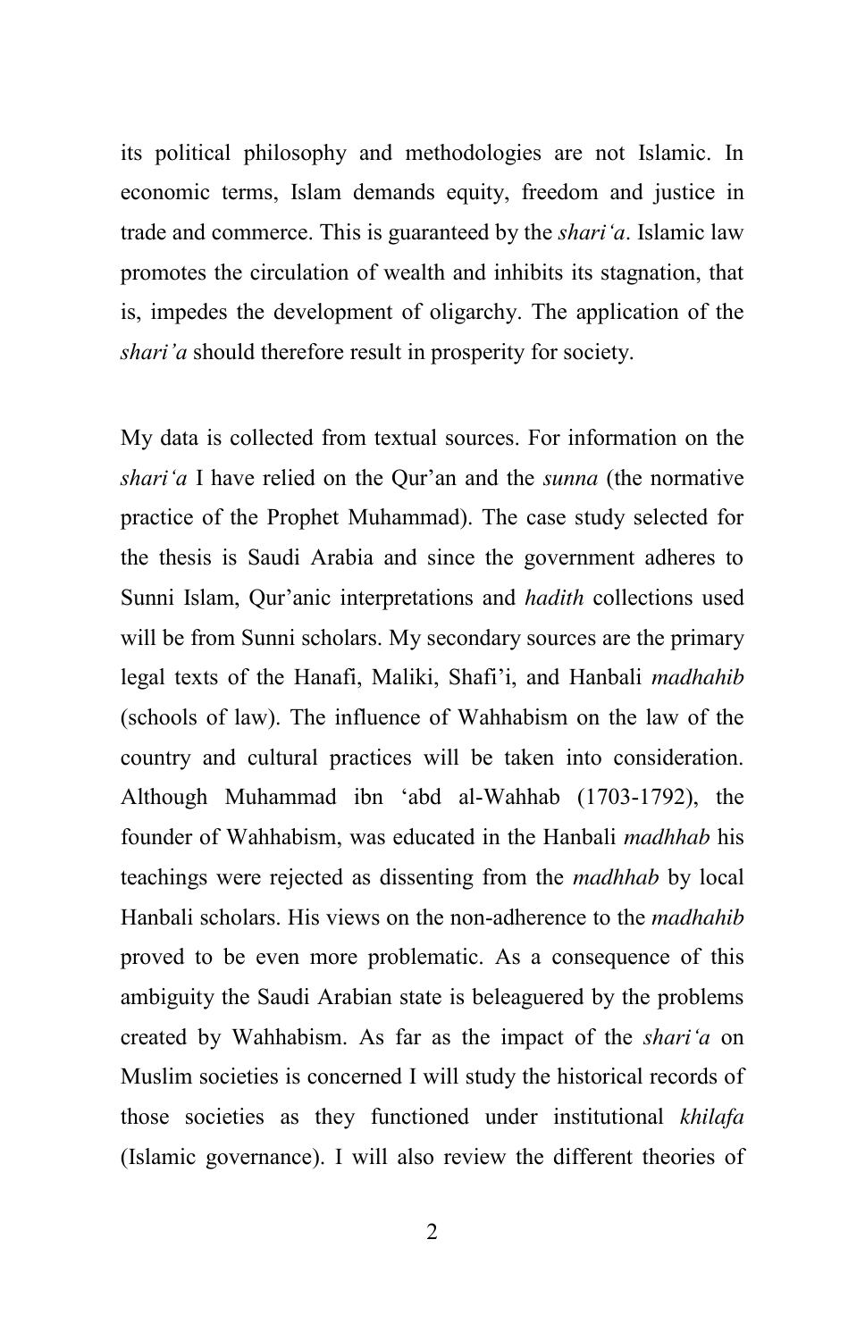its political philosophy and methodologies are not Islamic. In economic terms, Islam demands equity, freedom and justice in trade and commerce. This is guaranteed by the *shari'a*. Islamic law promotes the circulation of wealth and inhibits its stagnation, that is, impedes the development of oligarchy. The application of the *shari'a* should therefore result in prosperity for society.

My data is collected from textual sources. For information on the *shari'a* I have relied on the Qur'an and the *sunna* (the normative practice of the Prophet Muhammad). The case study selected for the thesis is Saudi Arabia and since the government adheres to Sunni Islam, Qur'anic interpretations and *hadith* collections used will be from Sunni scholars. My secondary sources are the primary legal texts of the Hanafi, Maliki, Shafi'i, and Hanbali *madhahib* (schools of law). The influence of Wahhabism on the law of the country and cultural practices will be taken into consideration. Although Muhammad ibn 'abd al-Wahhab (1703-1792), the founder of Wahhabism, was educated in the Hanbali *madhhab* his teachings were rejected as dissenting from the *madhhab* by local Hanbali scholars. His views on the non-adherence to the *madhahib* proved to be even more problematic. As a consequence of this ambiguity the Saudi Arabian state is beleaguered by the problems created by Wahhabism. As far as the impact of the *shari'a* on Muslim societies is concerned I will study the historical records of those societies as they functioned under institutional *khilafa* (Islamic governance). I will also review the different theories of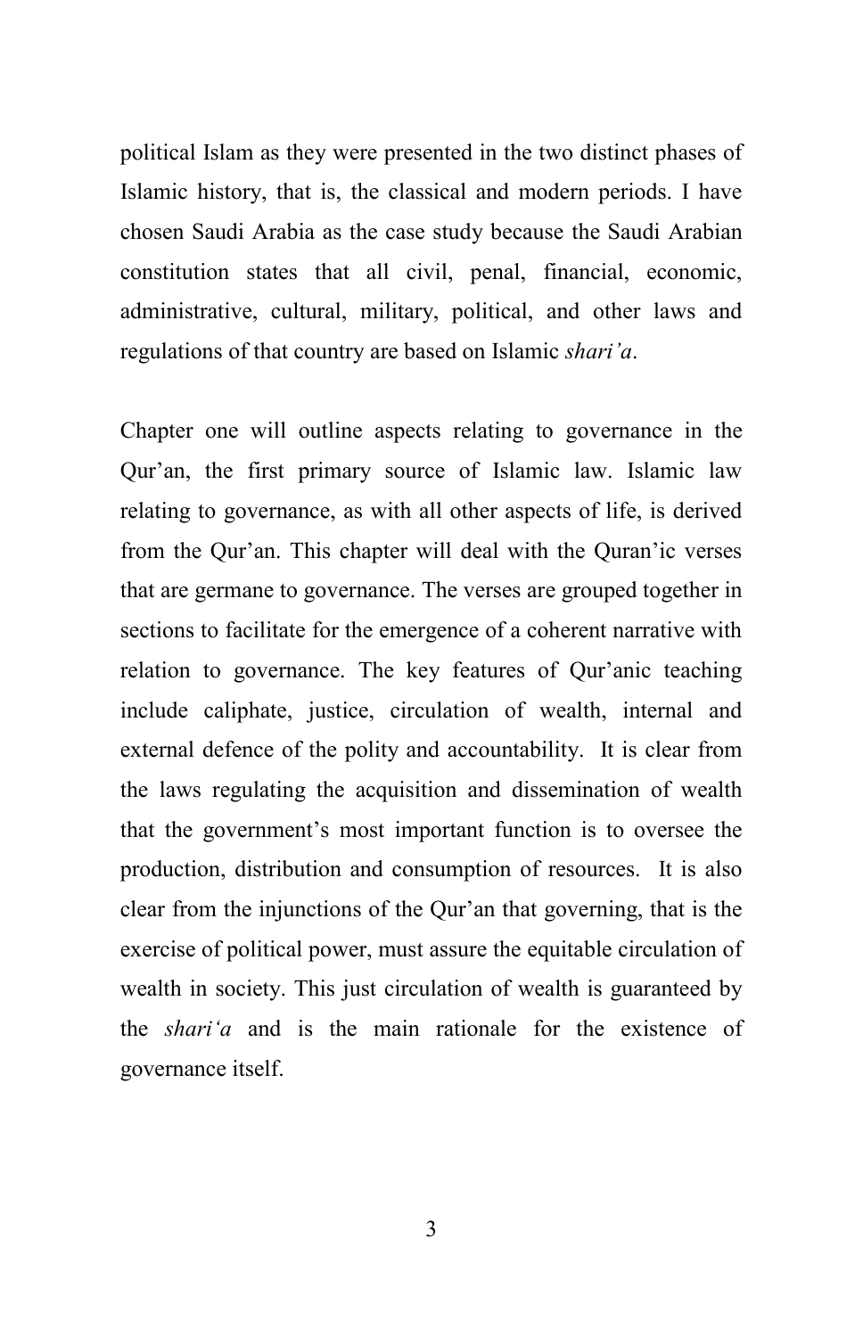political Islam as they were presented in the two distinct phases of Islamic history, that is, the classical and modern periods. I have chosen Saudi Arabia as the case study because the Saudi Arabian constitution states that all civil, penal, financial, economic, administrative, cultural, military, political, and other laws and regulations of that country are based on Islamic *shari'a*.

Chapter one will outline aspects relating to governance in the Qur'an, the first primary source of Islamic law. Islamic law relating to governance, as with all other aspects of life, is derived from the Qur'an. This chapter will deal with the Quran'ic verses that are germane to governance. The verses are grouped together in sections to facilitate for the emergence of a coherent narrative with relation to governance. The key features of Qur'anic teaching include caliphate, justice, circulation of wealth, internal and external defence of the polity and accountability. It is clear from the laws regulating the acquisition and dissemination of wealth that the government's most important function is to oversee the production, distribution and consumption of resources. It is also clear from the injunctions of the Qur'an that governing, that is the exercise of political power, must assure the equitable circulation of wealth in society. This just circulation of wealth is guaranteed by the *shari'a* and is the main rationale for the existence of governance itself.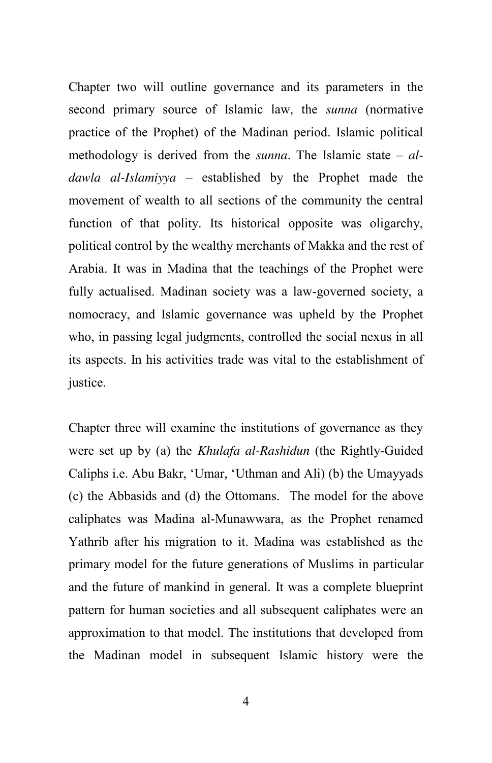Chapter two will outline governance and its parameters in the second primary source of Islamic law, the *sunna* (normative practice of the Prophet) of the Madinan period. Islamic political methodology is derived from the *sunna*. The Islamic state – *al-dawla al-Islamiyya* – established by the Prophet made the movement of wealth to all sections of the community the central function of that polity. Its historical opposite was oligarchy, political control by the wealthy merchants of Makka and the rest of Arabia. It was in Madina that the teachings of the Prophet were fully actualised. Madinan society was a law-governed society, a nomocracy, and Islamic governance was upheld by the Prophet who, in passing legal judgments, controlled the social nexus in all its aspects. In his activities trade was vital to the establishment of justice.

Chapter three will examine the institutions of governance as they were set up by (a) the *Khulafa al-Rashidun* (the Rightly-Guided Caliphs i.e. Abu Bakr, 'Umar, 'Uthman and Ali) (b) the Umayyads (c) the Abbasids and (d) the Ottomans. The model for the above caliphates was Madina al-Munawwara, as the Prophet renamed Yathrib after his migration to it. Madina was established as the primary model for the future generations of Muslims in particular and the future of mankind in general. It was a complete blueprint pattern for human societies and all subsequent caliphates were an approximation to that model. The institutions that developed from the Madinan model in subsequent Islamic history were the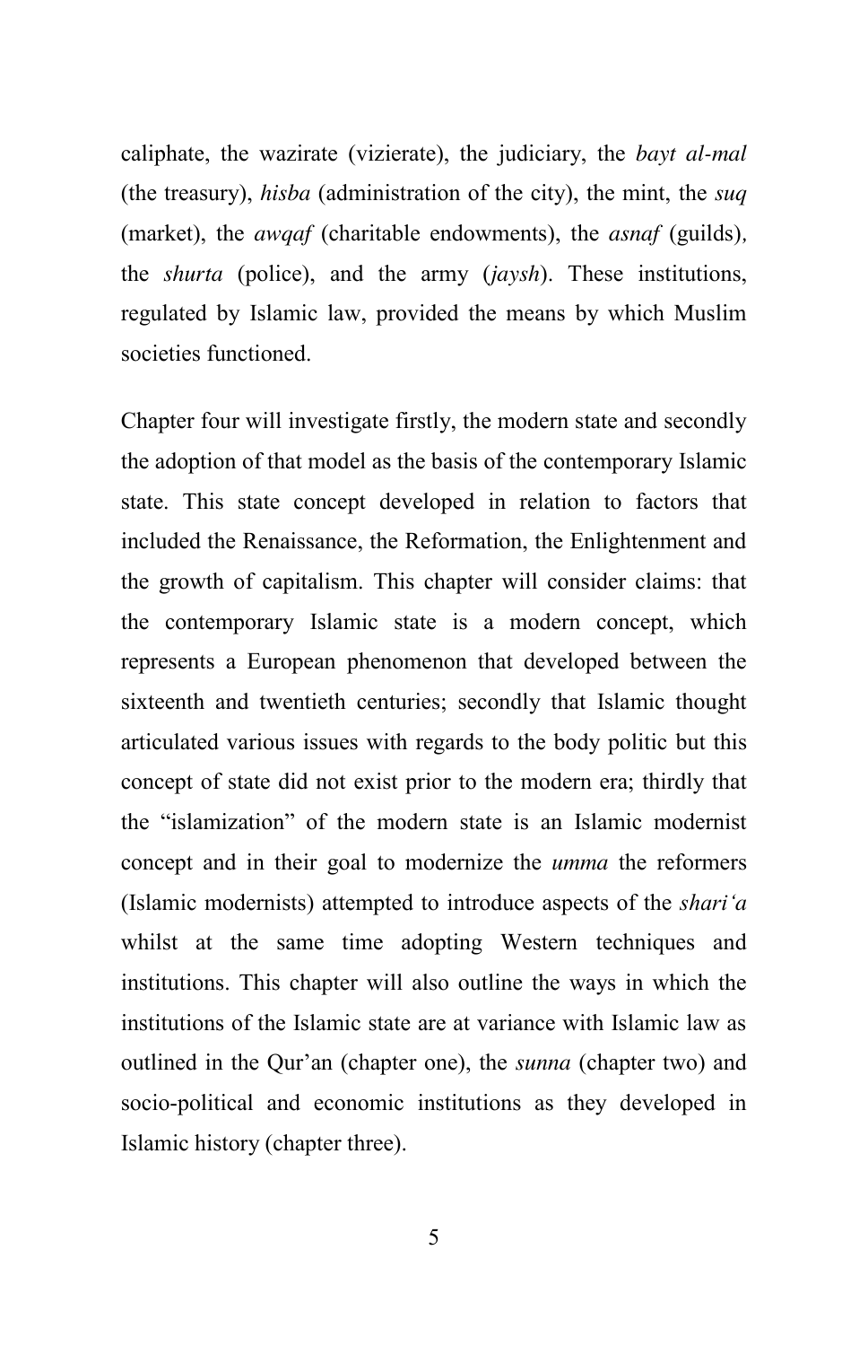caliphate, the wazirate (vizierate), the judiciary, the *bayt al-mal* (the treasury), *hisba* (administration of the city), the mint, the *suq* (market), the *awqaf* (charitable endowments), the *asnaf* (guilds), the *shurta* (police), and the army (*jaysh*). These institutions, regulated by Islamic law, provided the means by which Muslim societies functioned.

Chapter four will investigate firstly, the modern state and secondly the adoption of that model as the basis of the contemporary Islamic state. This state concept developed in relation to factors that included the Renaissance, the Reformation, the Enlightenment and the growth of capitalism. This chapter will consider claims: that the contemporary Islamic state is a modern concept, which represents a European phenomenon that developed between the sixteenth and twentieth centuries; secondly that Islamic thought articulated various issues with regards to the body politic but this concept of state did not exist prior to the modern era; thirdly that the "islamization" of the modern state is an Islamic modernist concept and in their goal to modernize the *umma* the reformers (Islamic modernists) attempted to introduce aspects of the *shari'a* whilst at the same time adopting Western techniques and institutions. This chapter will also outline the ways in which the institutions of the Islamic state are at variance with Islamic law as outlined in the Qur'an (chapter one), the *sunna* (chapter two) and socio-political and economic institutions as they developed in Islamic history (chapter three).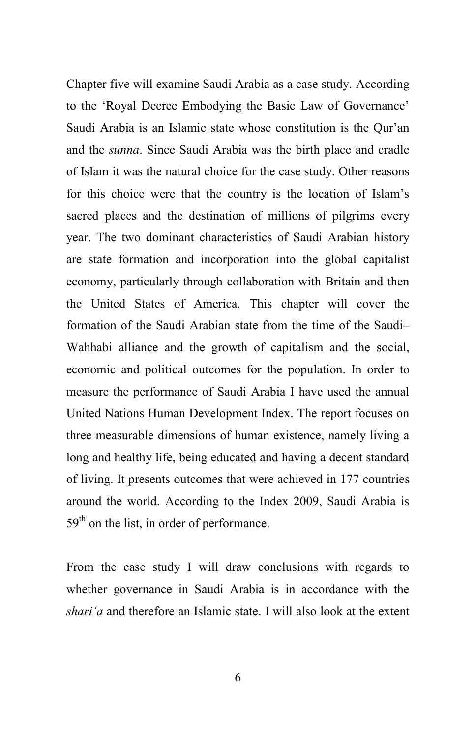Chapter five will examine Saudi Arabia as a case study. According to the 'Royal Decree Embodying the Basic Law of Governance' Saudi Arabia is an Islamic state whose constitution is the Qur'an and the *sunna*. Since Saudi Arabia was the birth place and cradle of Islam it was the natural choice for the case study. Other reasons for this choice were that the country is the location of Islam's sacred places and the destination of millions of pilgrims every year. The two dominant characteristics of Saudi Arabian history are state formation and incorporation into the global capitalist economy, particularly through collaboration with Britain and then the United States of America. This chapter will cover the formation of the Saudi Arabian state from the time of the Saudi–Wahhabi alliance and the growth of capitalism and the social, economic and political outcomes for the population. In order to measure the performance of Saudi Arabia I have used the annual United Nations Human Development Index. The report focuses on three measurable dimensions of human existence, namely living a long and healthy life, being educated and having a decent standard of living. It presents outcomes that were achieved in 177 countries around the world. According to the Index 2009, Saudi Arabia is 59th on the list, in order of performance.

From the case study I will draw conclusions with regards to whether governance in Saudi Arabia is in accordance with the *shari'a* and therefore an Islamic state. I will also look at the extent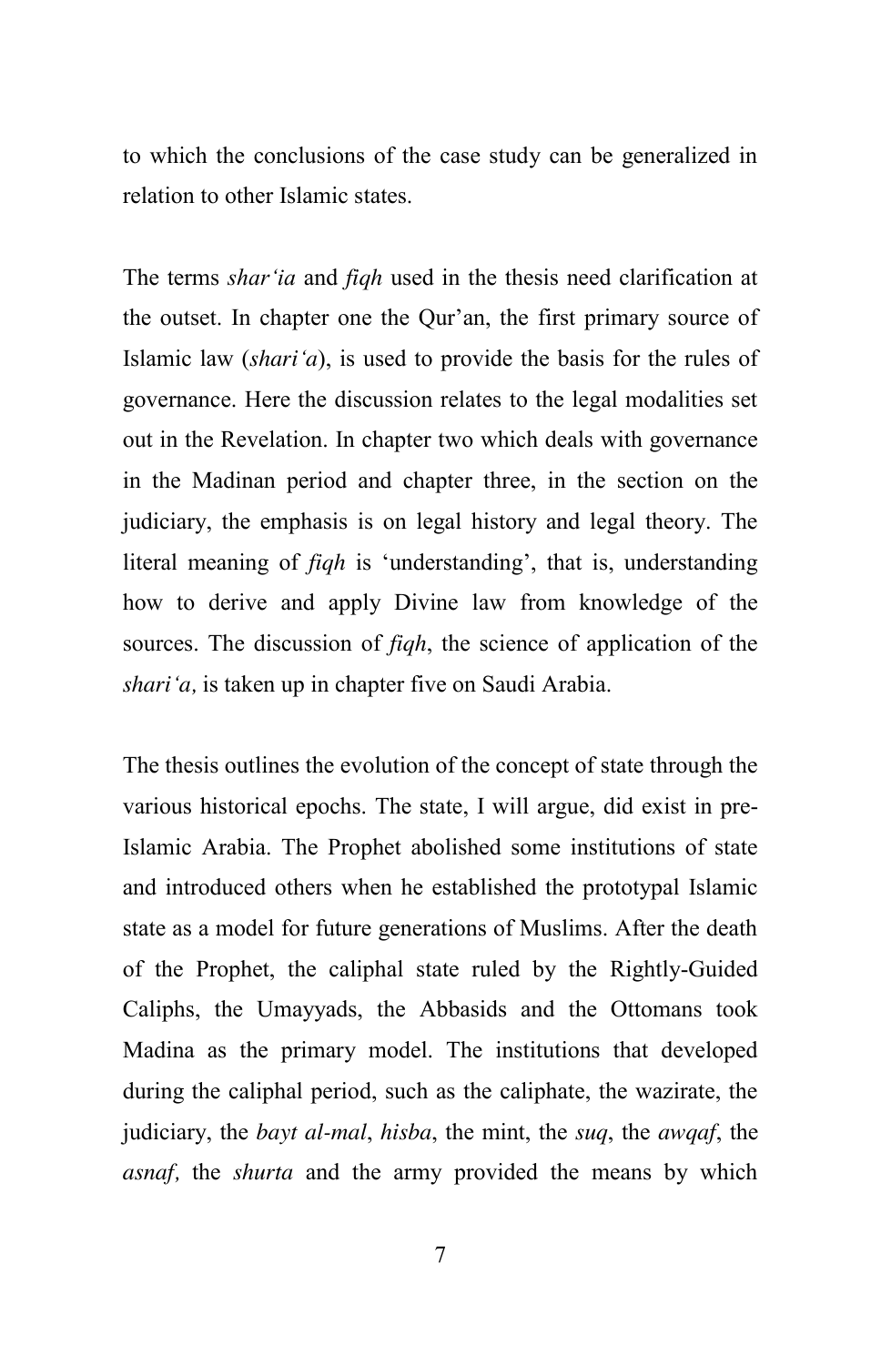to which the conclusions of the case study can be generalized in relation to other Islamic states.

The terms *shar'ia* and *fiqh* used in the thesis need clarification at the outset. In chapter one the Qur'an, the first primary source of Islamic law (*shari'a*), is used to provide the basis for the rules of governance. Here the discussion relates to the legal modalities set out in the Revelation. In chapter two which deals with governance in the Madinan period and chapter three, in the section on the judiciary, the emphasis is on legal history and legal theory. The literal meaning of *fiqh* is 'understanding', that is, understanding how to derive and apply Divine law from knowledge of the sources. The discussion of *fiqh*, the science of application of the *shari'a,* is taken up in chapter five on Saudi Arabia.

The thesis outlines the evolution of the concept of state through the various historical epochs. The state, I will argue, did exist in pre-Islamic Arabia. The Prophet abolished some institutions of state and introduced others when he established the prototypal Islamic state as a model for future generations of Muslims. After the death of the Prophet, the caliphal state ruled by the Rightly-Guided Caliphs, the Umayyads, the Abbasids and the Ottomans took Madina as the primary model. The institutions that developed during the caliphal period, such as the caliphate, the wazirate, the judiciary, the *bayt al-mal*, *hisba*, the mint, the *suq*, the *awqaf*, the *asnaf,* the *shurta* and the army provided the means by which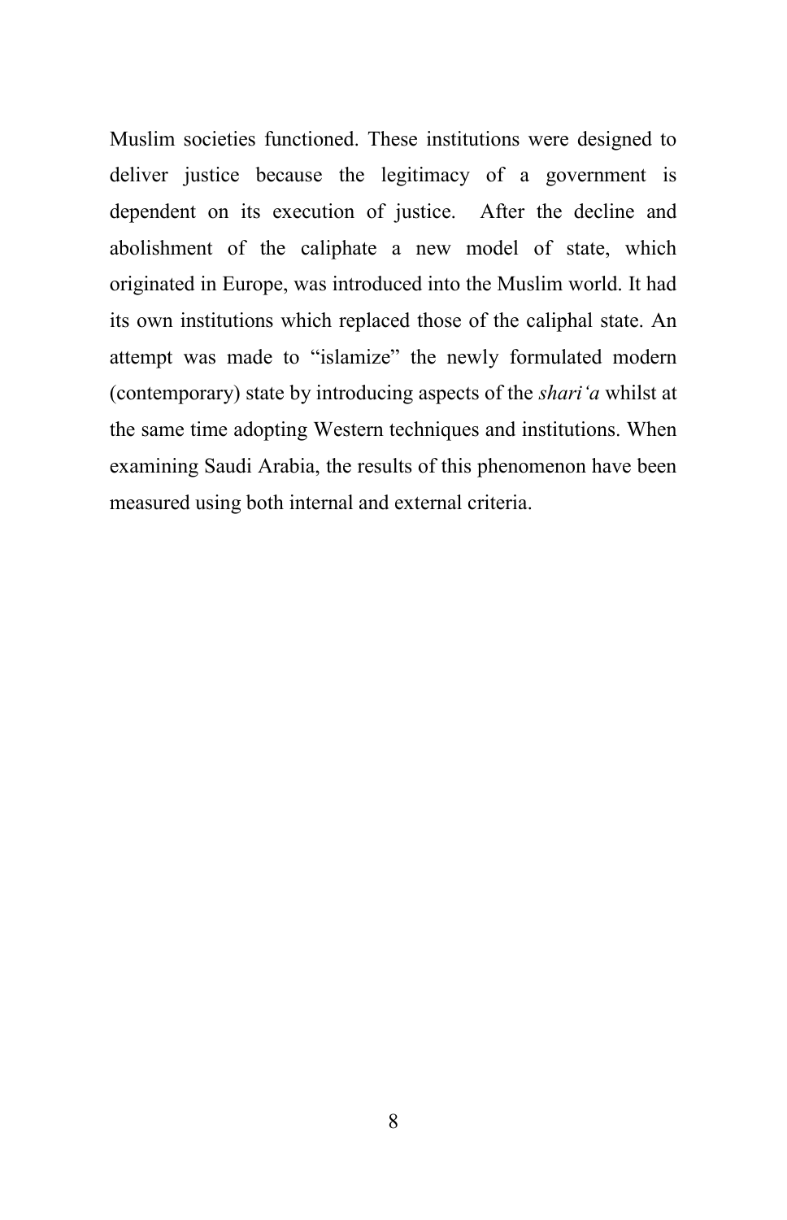Muslim societies functioned. These institutions were designed to deliver justice because the legitimacy of a government is dependent on its execution of justice. After the decline and abolishment of the caliphate a new model of state, which originated in Europe, was introduced into the Muslim world. It had its own institutions which replaced those of the caliphal state. An attempt was made to "islamize" the newly formulated modern (contemporary) state by introducing aspects of the *shari'a* whilst at the same time adopting Western techniques and institutions. When examining Saudi Arabia, the results of this phenomenon have been measured using both internal and external criteria.